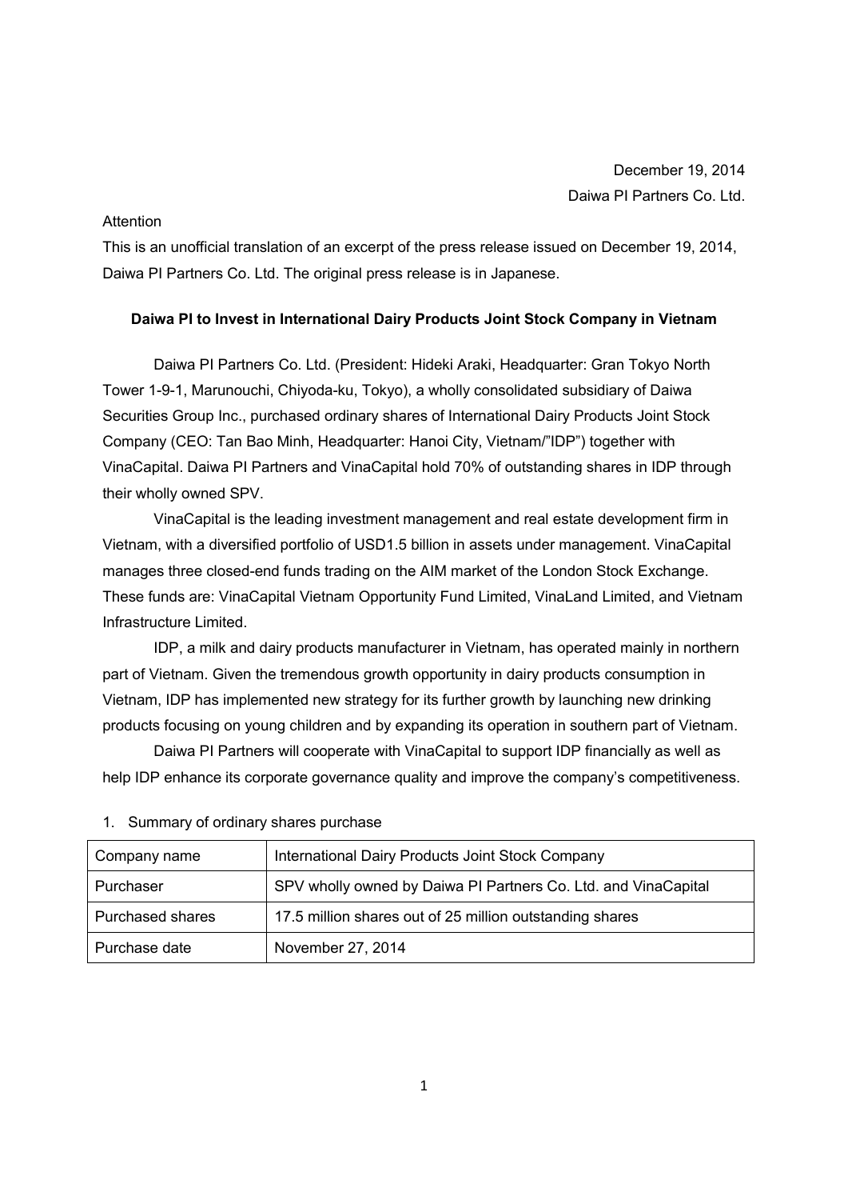December 19, 2014

Daiwa PI Partners Co. Ltd.

Attention

This is an unofficial translation of an excerpt of the press release issued on December 19, 2014, Daiwa PI Partners Co. Ltd. The original press release is in Japanese.

**Daiwa PI to Invest in International Dairy Products Joint Stock Company in Vietnam**

Daiwa PI Partners Co. Ltd. (President: Hideki Araki, Headquarter: Gran Tokyo North Tower 1-9-1, Marunouchi, Chiyoda-ku, Tokyo), a wholly consolidated subsidiary of Daiwa Securities Group Inc., purchased ordinary shares of International Dairy Products Joint Stock Company (CEO: Tan Bao Minh, Headquarter: Hanoi City, Vietnam/"IDP") together with VinaCapital. Daiwa PI Partners and VinaCapital hold 70% of outstanding shares in IDP through their wholly owned SPV.

VinaCapital is the leading investment management and real estate development firm in Vietnam, with a diversified portfolio of USD1.5 billion in assets under management. VinaCapital manages three closed-end funds trading on the AIM market of the London Stock Exchange. These funds are: VinaCapital Vietnam Opportunity Fund Limited, VinaLand Limited, and Vietnam Infrastructure Limited.

IDP, a milk and dairy products manufacturer in Vietnam, has operated mainly in northern part of Vietnam. Given the tremendous growth opportunity in dairy products consumption in Vietnam, IDP has implemented new strategy for its further growth by launching new drinking products focusing on young children and by expanding its operation in southern part of Vietnam.

Daiwa PI Partners will cooperate with VinaCapital to support IDP financially as well as help IDP enhance its corporate governance quality and improve the company's competitiveness.

1. Summary of ordinary shares purchase

| Company name | International Dairy Products Joint Stock Company |
|---|---|
| Purchaser | SPV wholly owned by Daiwa PI Partners Co. Ltd. and VinaCapital |
| Purchased shares | 17.5 million shares out of 25 million outstanding shares |
| Purchase date | November 27, 2014 |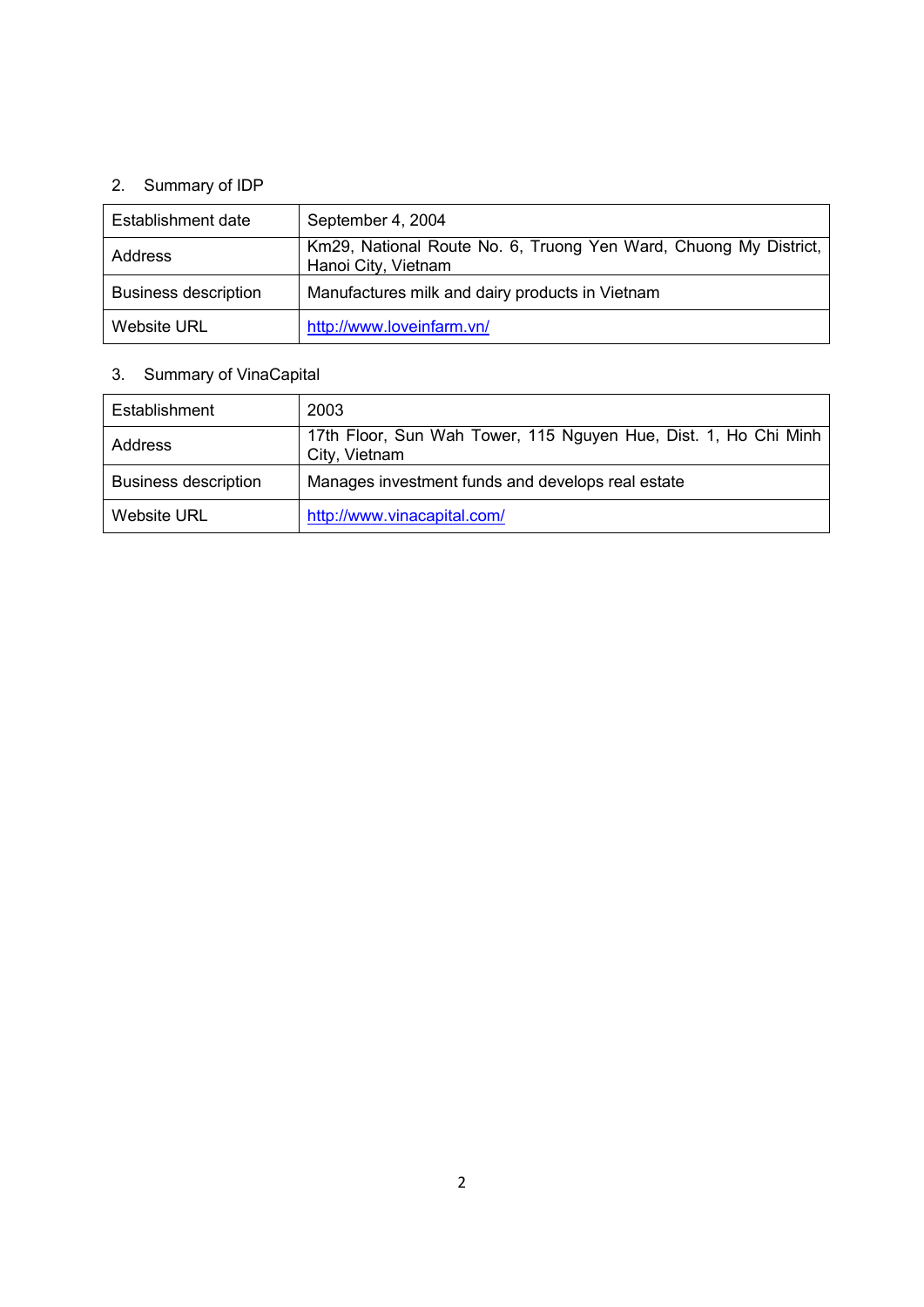2. Summary of IDP

| | |
|---|---|
| Establishment date | September 4, 2004 |
| Address | Km29, National Route No. 6, Truong Yen Ward, Chuong My District, Hanoi City, Vietnam |
| Business description | Manufactures milk and dairy products in Vietnam |
| Website URL | http://www.loveinfarm.vn/ |

3. Summary of VinaCapital

| | |
|---|---|
| Establishment | 2003 |
| Address | 17th Floor, Sun Wah Tower, 115 Nguyen Hue, Dist. 1, Ho Chi Minh City, Vietnam |
| Business description | Manages investment funds and develops real estate |
| Website URL | http://www.vinacapital.com/ |